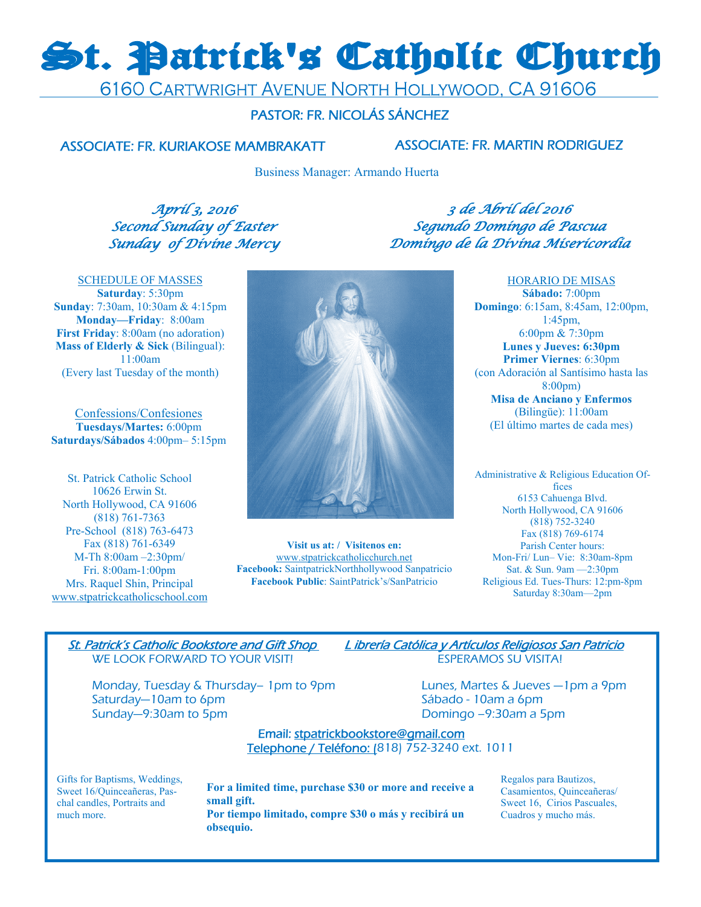# St. Patrick's Catholic Church

6160 Cartwright Avenue North Hollywood, CA 91606

PASTOR: FR. NICOLÁS SÁNCHEZ

ASSOCIATE: FR. KURIAKOSE MAMBRAKATT

ASSOCIATE: FR. MARTIN RODRIGUEZ

Business Manager: Armando Huerta

*April 3, 2016*
*Second Sunday of Easter*
*Sunday of Divine Mercy*

*3 de Abril del 2016*
*Segundo Domingo de Pascua*
*Domingo de la Divina Misericordia*

SCHEDULE OF MASSES

**Saturday**: 5:30pm
**Sunday**: 7:30am, 10:30am & 4:15pm
**Monday—Friday**: 8:00am
**First Friday**: 8:00am (no adoration)
**Mass of Elderly & Sick** (Bilingual): 11:00am
(Every last Tuesday of the month)

Confessions/Confesiones

**Tuesdays/Martes:** 6:00pm
**Saturdays/Sábados** 4:00pm– 5:15pm

St. Patrick Catholic School
10626 Erwin St.
North Hollywood, CA 91606
(818) 761-7363
Pre-School (818) 763-6473
Fax (818) 761-6349
M-Th 8:00am –2:30pm/
Fri. 8:00am-1:00pm
Mrs. Raquel Shin, Principal
www.stpatrickcatholicschool.com

**Visit us at: / Visitenos en:**
www.stpatrickcatholicchurch.net
**Facebook:** SaintpatrickNorthhollywood Sanpatricio
**Facebook Public**: SaintPatrick's/SanPatricio

HORARIO DE MISAS

**Sábado:** 7:00pm
**Domingo**: 6:15am, 8:45am, 12:00pm, 1:45pm, 6:00pm & 7:30pm
**Lunes y Jueves: 6:30pm**
**Primer Viernes**: 6:30pm
(con Adoración al Santísimo hasta las 8:00pm)
**Misa de Anciano y Enfermos** (Bilingüe): 11:00am
(El último martes de cada mes)

Administrative & Religious Education Offices
6153 Cahuenga Blvd.
North Hollywood, CA 91606
(818) 752-3240
Fax (818) 769-6174
Parish Center hours:
Mon-Fri/ Lun– Vie: 8:30am-8pm
Sat. & Sun. 9am —2:30pm
Religious Ed. Tues-Thurs: 12:pm-8pm
Saturday 8:30am—2pm

---

*St. Patrick's Catholic Bookstore and Gift Shop*
WE LOOK FORWARD TO YOUR VISIT!

Monday, Tuesday & Thursday– 1pm to 9pm
Saturday—10am to 6pm
Sunday—9:30am to 5pm

*L ibrería Católica y Artículos Religiosos San Patricio*
ESPERAMOS SU VISITA!

Lunes, Martes & Jueves —1pm a 9pm
Sábado - 10am a 6pm
Domingo –9:30am a 5pm

Email: stpatrickbookstore@gmail.com
Telephone / Teléfono: (818) 752-3240 ext. 1011

Gifts for Baptisms, Weddings, Sweet 16/Quinceañeras, Paschal candles, Portraits and much more.

**For a limited time, purchase $30 or more and receive a small gift.**
**Por tiempo limitado, compre $30 o más y recibirá un obsequio.**

Regalos para Bautizos, Casamientos, Quinceañeras/ Sweet 16, Cirios Pascuales, Cuadros y mucho más.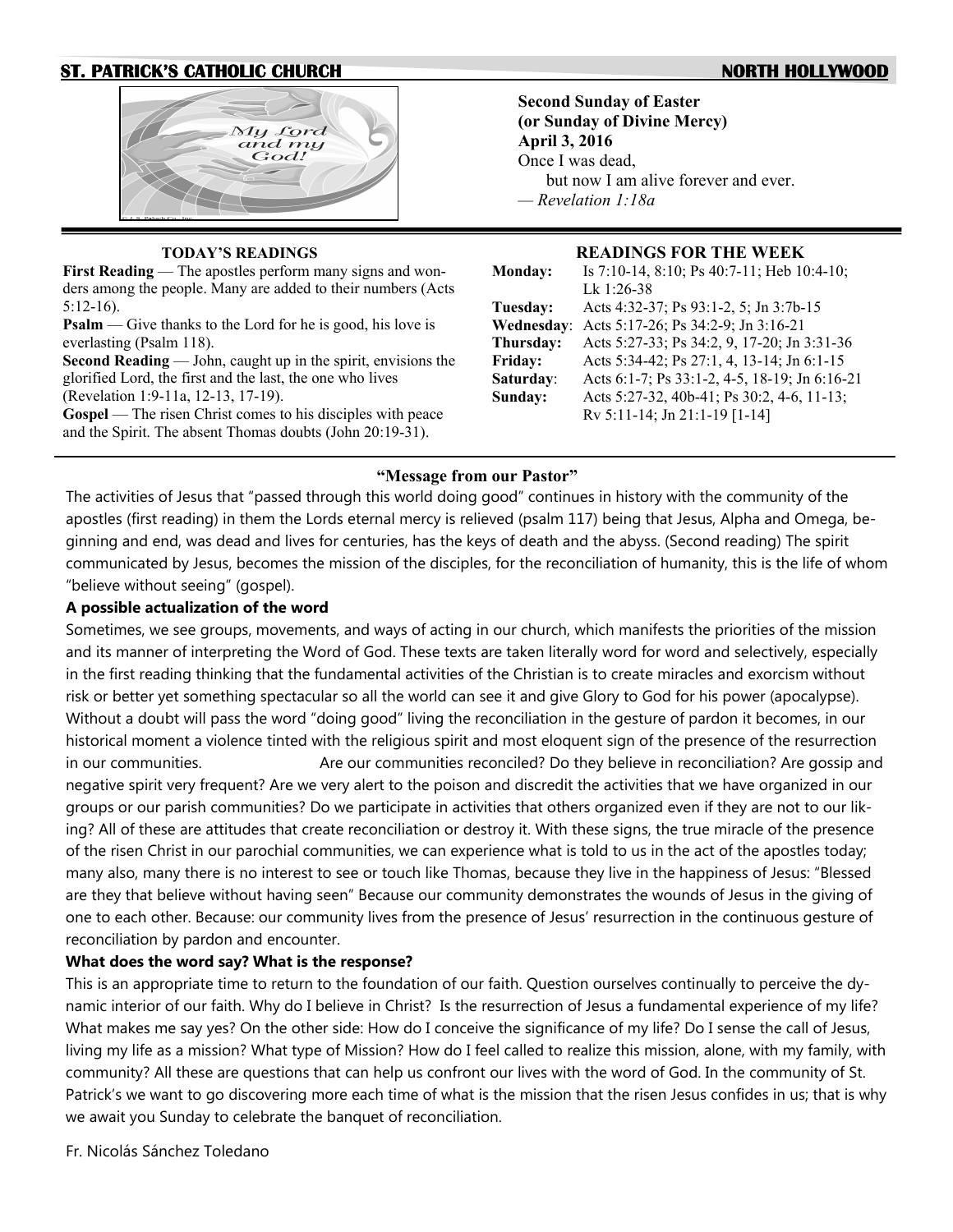**ST. PATRICK'S CATHOLIC CHURCH** **NORTH HOLLYWOOD**

**Second Sunday of Easter**
**(or Sunday of Divine Mercy)**
**April 3, 2016**

Once I was dead,
but now I am alive forever and ever.
*— Revelation 1:18a*

### TODAY'S READINGS

**First Reading** — The apostles perform many signs and wonders among the people. Many are added to their numbers (Acts 5:12-16).

**Psalm** — Give thanks to the Lord for he is good, his love is everlasting (Psalm 118).

**Second Reading** — John, caught up in the spirit, envisions the glorified Lord, the first and the last, the one who lives (Revelation 1:9-11a, 12-13, 17-19).

**Gospel** — The risen Christ comes to his disciples with peace and the Spirit. The absent Thomas doubts (John 20:19-31).

### READINGS FOR THE WEEK

| | |
|---|---|
| **Monday:** | Is 7:10-14, 8:10; Ps 40:7-11; Heb 10:4-10; Lk 1:26-38 |
| **Tuesday:** | Acts 4:32-37; Ps 93:1-2, 5; Jn 3:7b-15 |
| **Wednesday**: | Acts 5:17-26; Ps 34:2-9; Jn 3:16-21 |
| **Thursday:** | Acts 5:27-33; Ps 34:2, 9, 17-20; Jn 3:31-36 |
| **Friday:** | Acts 5:34-42; Ps 27:1, 4, 13-14; Jn 6:1-15 |
| **Saturday**: | Acts 6:1-7; Ps 33:1-2, 4-5, 18-19; Jn 6:16-21 |
| **Sunday:** | Acts 5:27-32, 40b-41; Ps 30:2, 4-6, 11-13; Rv 5:11-14; Jn 21:1-19 [1-14] |

## "Message from our Pastor"

The activities of Jesus that "passed through this world doing good" continues in history with the community of the apostles (first reading) in them the Lords eternal mercy is relieved (psalm 117) being that Jesus, Alpha and Omega, beginning and end, was dead and lives for centuries, has the keys of death and the abyss. (Second reading) The spirit communicated by Jesus, becomes the mission of the disciples, for the reconciliation of humanity, this is the life of whom "believe without seeing" (gospel).

**A possible actualization of the word**

Sometimes, we see groups, movements, and ways of acting in our church, which manifests the priorities of the mission and its manner of interpreting the Word of God. These texts are taken literally word for word and selectively, especially in the first reading thinking that the fundamental activities of the Christian is to create miracles and exorcism without risk or better yet something spectacular so all the world can see it and give Glory to God for his power (apocalypse). Without a doubt will pass the word "doing good" living the reconciliation in the gesture of pardon it becomes, in our historical moment a violence tinted with the religious spirit and most eloquent sign of the presence of the resurrection in our communities. Are our communities reconciled? Do they believe in reconciliation? Are gossip and negative spirit very frequent? Are we very alert to the poison and discredit the activities that we have organized in our groups or our parish communities? Do we participate in activities that others organized even if they are not to our liking? All of these are attitudes that create reconciliation or destroy it. With these signs, the true miracle of the presence of the risen Christ in our parochial communities, we can experience what is told to us in the act of the apostles today; many also, many there is no interest to see or touch like Thomas, because they live in the happiness of Jesus: "Blessed are they that believe without having seen" Because our community demonstrates the wounds of Jesus in the giving of one to each other. Because: our community lives from the presence of Jesus' resurrection in the continuous gesture of reconciliation by pardon and encounter.

**What does the word say? What is the response?**

This is an appropriate time to return to the foundation of our faith. Question ourselves continually to perceive the dynamic interior of our faith. Why do I believe in Christ? Is the resurrection of Jesus a fundamental experience of my life? What makes me say yes? On the other side: How do I conceive the significance of my life? Do I sense the call of Jesus, living my life as a mission? What type of Mission? How do I feel called to realize this mission, alone, with my family, with community? All these are questions that can help us confront our lives with the word of God. In the community of St. Patrick's we want to go discovering more each time of what is the mission that the risen Jesus confides in us; that is why we await you Sunday to celebrate the banquet of reconciliation.

Fr. Nicolás Sánchez Toledano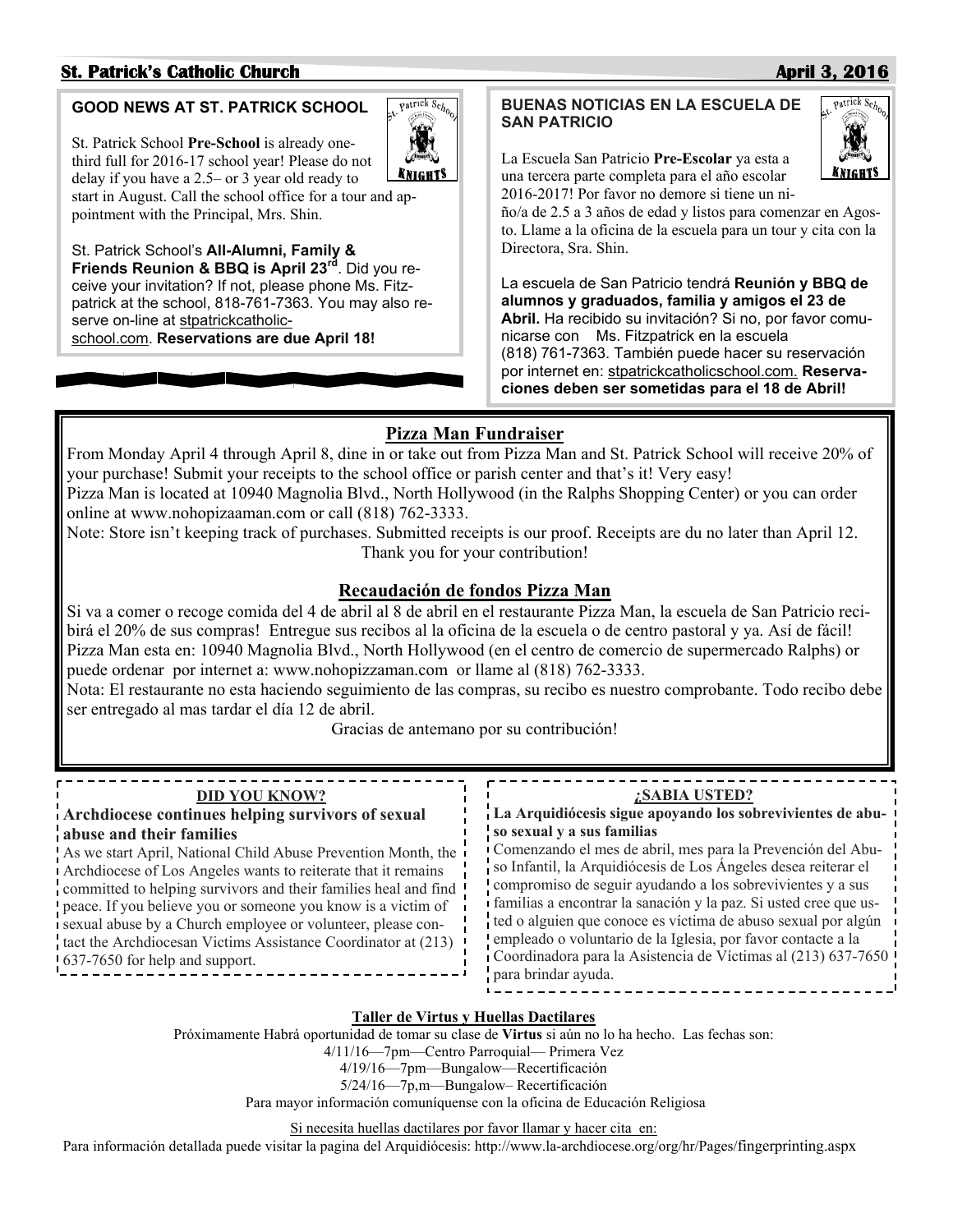## GOOD NEWS AT ST. PATRICK SCHOOL

St. Patrick School **Pre-School** is already one-third full for 2016-17 school year! Please do not delay if you have a 2.5– or 3 year old ready to start in August. Call the school office for a tour and appointment with the Principal, Mrs. Shin.

St. Patrick School's **All-Alumni, Family & Friends Reunion & BBQ is April 23rd**. Did you receive your invitation? If not, please phone Ms. Fitzpatrick at the school, 818-761-7363. You may also reserve on-line at stpatrickcatholicschool.com. **Reservations are due April 18!**

## BUENAS NOTICIAS EN LA ESCUELA DE SAN PATRICIO

La Escuela San Patricio **Pre-Escolar** ya esta a una tercera parte completa para el año escolar 2016-2017! Por favor no demore si tiene un niño/a de 2.5 a 3 años de edad y listos para comenzar en Agosto. Llame a la oficina de la escuela para un tour y cita con la Directora, Sra. Shin.

La escuela de San Patricio tendrá **Reunión y BBQ de alumnos y graduados, familia y amigos el 23 de Abril.** Ha recibido su invitación? Si no, por favor comunicarse con Ms. Fitzpatrick en la escuela (818) 761-7363. También puede hacer su reservación por internet en: stpatrickcatholicschool.com. **Reservaciones deben ser sometidas para el 18 de Abril!**

## Pizza Man Fundraiser

From Monday April 4 through April 8, dine in or take out from Pizza Man and St. Patrick School will receive 20% of your purchase! Submit your receipts to the school office or parish center and that's it! Very easy!
Pizza Man is located at 10940 Magnolia Blvd., North Hollywood (in the Ralphs Shopping Center) or you can order online at www.nohopizaaman.com or call (818) 762-3333.
Note: Store isn't keeping track of purchases. Submitted receipts is our proof. Receipts are du no later than April 12.

Thank you for your contribution!

## Recaudación de fondos Pizza Man

Si va a comer o recoge comida del 4 de abril al 8 de abril en el restaurante Pizza Man, la escuela de San Patricio recibirá el 20% de sus compras! Entregue sus recibos al la oficina de la escuela o de centro pastoral y ya. Así de fácil!
Pizza Man esta en: 10940 Magnolia Blvd., North Hollywood (en el centro de comercio de supermercado Ralphs) or puede ordenar por internet a: www.nohopizzaman.com or llame al (818) 762-3333.
Nota: El restaurante no esta haciendo seguimiento de las compras, su recibo es nuestro comprobante. Todo recibo debe ser entregado al mas tardar el día 12 de abril.

Gracias de antemano por su contribución!

## DID YOU KNOW?

**Archdiocese continues helping survivors of sexual abuse and their families**

As we start April, National Child Abuse Prevention Month, the Archdiocese of Los Angeles wants to reiterate that it remains committed to helping survivors and their families heal and find peace. If you believe you or someone you know is a victim of sexual abuse by a Church employee or volunteer, please contact the Archdiocesan Victims Assistance Coordinator at (213) 637-7650 for help and support.

## ¿SABIA USTED?

**La Arquidiócesis sigue apoyando los sobrevivientes de abuso sexual y a sus familias**

Comenzando el mes de abril, mes para la Prevención del Abuso Infantil, la Arquidiócesis de Los Ángeles desea reiterar el compromiso de seguir ayudando a los sobrevivientes y a sus familias a encontrar la sanación y la paz. Si usted cree que usted o alguien que conoce es víctima de abuso sexual por algún empleado o voluntario de la Iglesia, por favor contacte a la Coordinadora para la Asistencia de Víctimas al (213) 637-7650 para brindar ayuda.

## Taller de Virtus y Huellas Dactilares

Próximamente Habrá oportunidad de tomar su clase de **Virtus** si aún no lo ha hecho. Las fechas son:

4/11/16—7pm—Centro Parroquial— Primera Vez
4/19/16—7pm—Bungalow—Recertificación
5/24/16—7p,m—Bungalow– Recertificación

Para mayor información comuníquense con la oficina de Educación Religiosa

Si necesita huellas dactilares por favor llamar y hacer cita en:

Para información detallada puede visitar la pagina del Arquidiócesis: http://www.la-archdiocese.org/org/hr/Pages/fingerprinting.aspx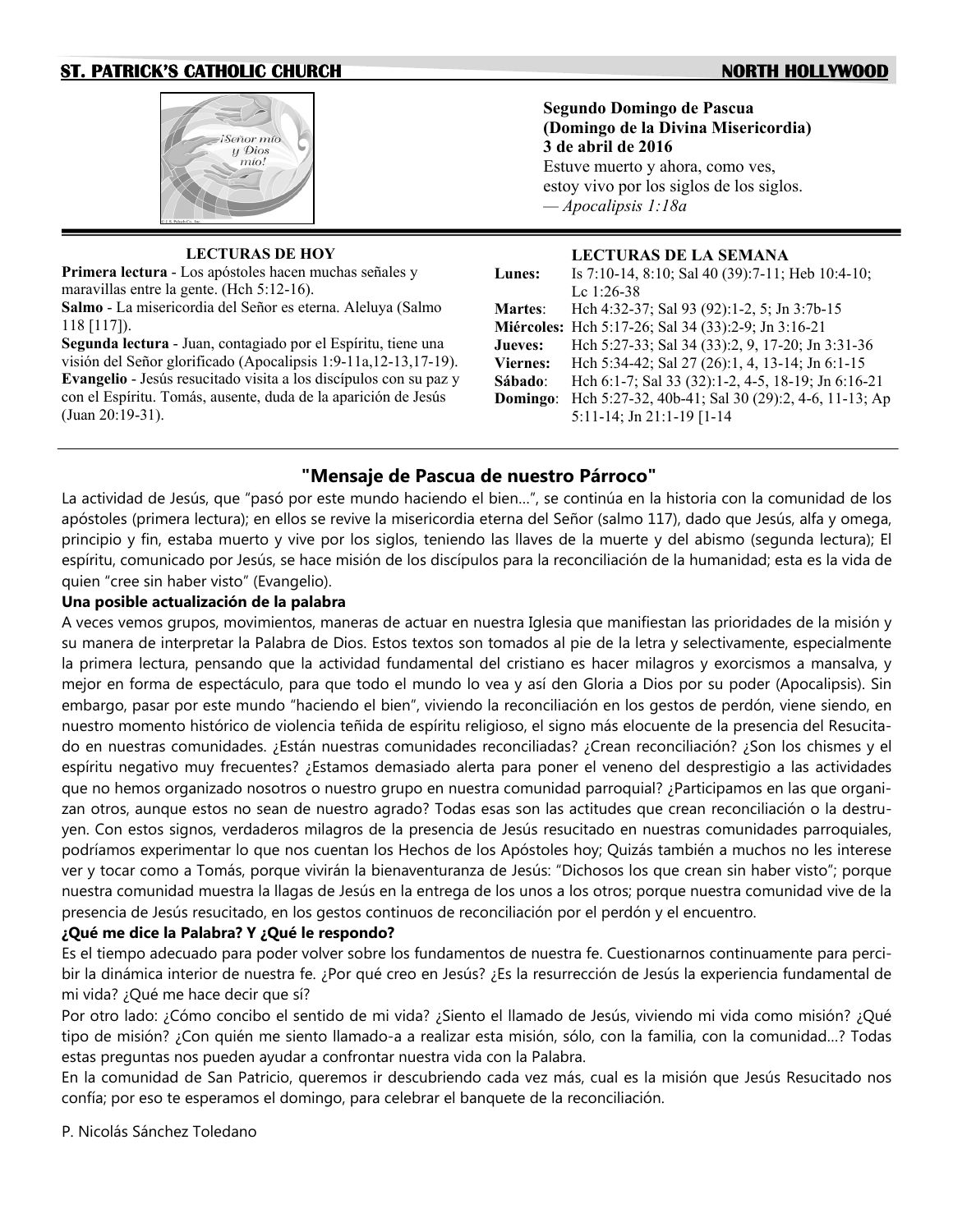**Segundo Domingo de Pascua**
**(Domingo de la Divina Misericordia)**
**3 de abril de 2016**

Estuve muerto y ahora, como ves,
estoy vivo por los siglos de los siglos.
— *Apocalipsis 1:18a*

### LECTURAS DE HOY

**Primera lectura** - Los apóstoles hacen muchas señales y maravillas entre la gente. (Hch 5:12-16).
**Salmo** - La misericordia del Señor es eterna. Aleluya (Salmo 118 [117]).
**Segunda lectura** - Juan, contagiado por el Espíritu, tiene una visión del Señor glorificado (Apocalipsis 1:9-11a,12-13,17-19).
**Evangelio** - Jesús resucitado visita a los discípulos con su paz y con el Espíritu. Tomás, ausente, duda de la aparición de Jesús (Juan 20:19-31).

### LECTURAS DE LA SEMANA

| | |
|---|---|
| **Lunes:** | Is 7:10-14, 8:10; Sal 40 (39):7-11; Heb 10:4-10; Lc 1:26-38 |
| **Martes**: | Hch 4:32-37; Sal 93 (92):1-2, 5; Jn 3:7b-15 |
| **Miércoles:** | Hch 5:17-26; Sal 34 (33):2-9; Jn 3:16-21 |
| **Jueves:** | Hch 5:27-33; Sal 34 (33):2, 9, 17-20; Jn 3:31-36 |
| **Viernes:** | Hch 5:34-42; Sal 27 (26):1, 4, 13-14; Jn 6:1-15 |
| **Sábado**: | Hch 6:1-7; Sal 33 (32):1-2, 4-5, 18-19; Jn 6:16-21 |
| **Domingo**: | Hch 5:27-32, 40b-41; Sal 30 (29):2, 4-6, 11-13; Ap 5:11-14; Jn 21:1-19 [1-14 |

## "Mensaje de Pascua de nuestro Párroco"

La actividad de Jesús, que "pasó por este mundo haciendo el bien…", se continúa en la historia con la comunidad de los apóstoles (primera lectura); en ellos se revive la misericordia eterna del Señor (salmo 117), dado que Jesús, alfa y omega, principio y fin, estaba muerto y vive por los siglos, teniendo las llaves de la muerte y del abismo (segunda lectura); El espíritu, comunicado por Jesús, se hace misión de los discípulos para la reconciliación de la humanidad; esta es la vida de quien "cree sin haber visto" (Evangelio).

**Una posible actualización de la palabra**

A veces vemos grupos, movimientos, maneras de actuar en nuestra Iglesia que manifiestan las prioridades de la misión y su manera de interpretar la Palabra de Dios. Estos textos son tomados al pie de la letra y selectivamente, especialmente la primera lectura, pensando que la actividad fundamental del cristiano es hacer milagros y exorcismos a mansalva, y mejor en forma de espectáculo, para que todo el mundo lo vea y así den Gloria a Dios por su poder (Apocalipsis). Sin embargo, pasar por este mundo "haciendo el bien", viviendo la reconciliación en los gestos de perdón, viene siendo, en nuestro momento histórico de violencia teñida de espíritu religioso, el signo más elocuente de la presencia del Resucitado en nuestras comunidades. ¿Están nuestras comunidades reconciliadas? ¿Crean reconciliación? ¿Son los chismes y el espíritu negativo muy frecuentes? ¿Estamos demasiado alerta para poner el veneno del desprestigio a las actividades que no hemos organizado nosotros o nuestro grupo en nuestra comunidad parroquial? ¿Participamos en las que organizan otros, aunque estos no sean de nuestro agrado? Todas esas son las actitudes que crean reconciliación o la destruyen. Con estos signos, verdaderos milagros de la presencia de Jesús resucitado en nuestras comunidades parroquiales, podríamos experimentar lo que nos cuentan los Hechos de los Apóstoles hoy; Quizás también a muchos no les interese ver y tocar como a Tomás, porque vivirán la bienaventuranza de Jesús: "Dichosos los que crean sin haber visto"; porque nuestra comunidad muestra la llagas de Jesús en la entrega de los unos a los otros; porque nuestra comunidad vive de la presencia de Jesús resucitado, en los gestos continuos de reconciliación por el perdón y el encuentro.

**¿Qué me dice la Palabra? Y ¿Qué le respondo?**

Es el tiempo adecuado para poder volver sobre los fundamentos de nuestra fe. Cuestionarnos continuamente para percibir la dinámica interior de nuestra fe. ¿Por qué creo en Jesús? ¿Es la resurrección de Jesús la experiencia fundamental de mi vida? ¿Qué me hace decir que sí?

Por otro lado: ¿Cómo concibo el sentido de mi vida? ¿Siento el llamado de Jesús, viviendo mi vida como misión? ¿Qué tipo de misión? ¿Con quién me siento llamado-a a realizar esta misión, sólo, con la familia, con la comunidad…? Todas estas preguntas nos pueden ayudar a confrontar nuestra vida con la Palabra.

En la comunidad de San Patricio, queremos ir descubriendo cada vez más, cual es la misión que Jesús Resucitado nos confía; por eso te esperamos el domingo, para celebrar el banquete de la reconciliación.

P. Nicolás Sánchez Toledano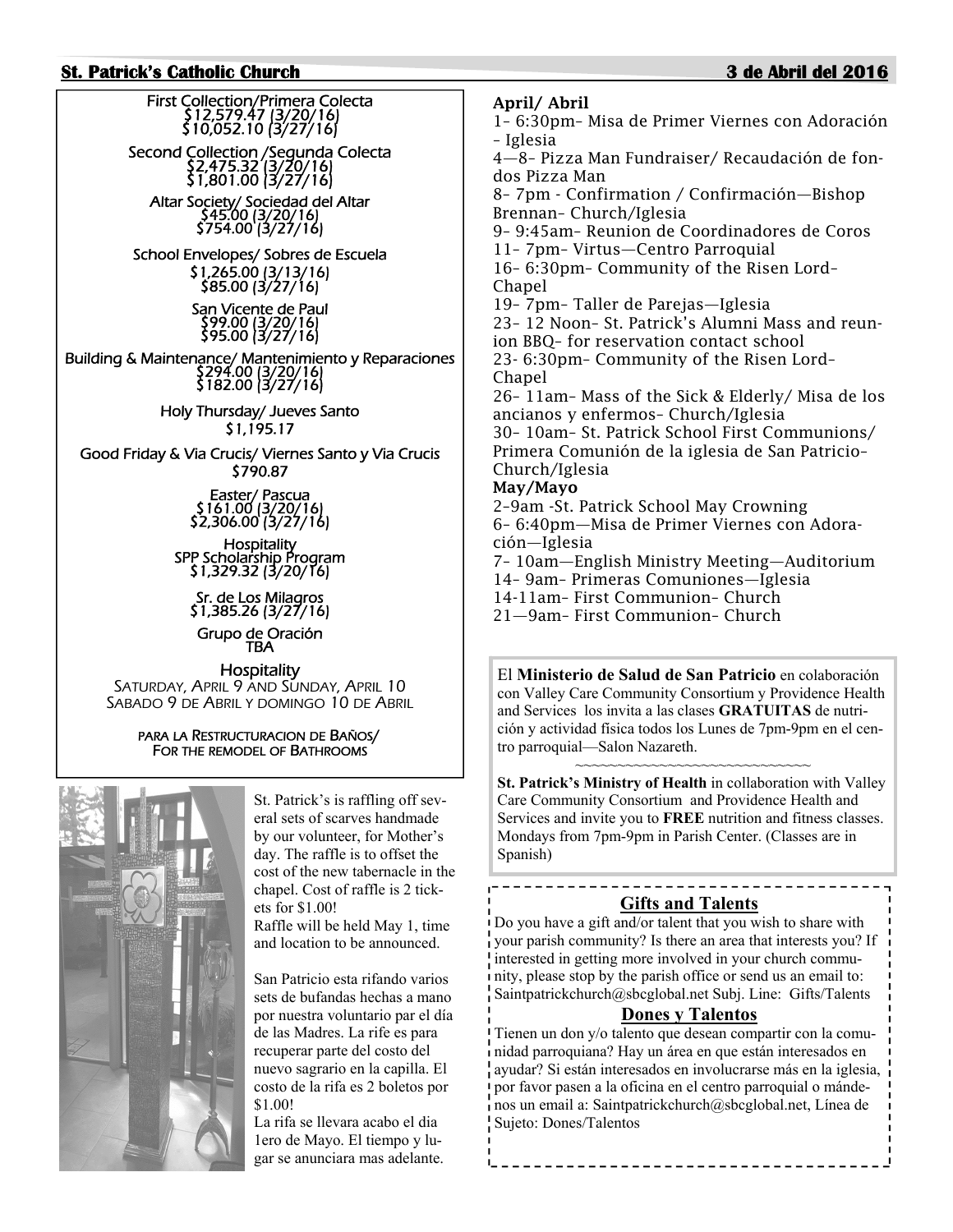First Collection/Primera Colecta
$12,579.47 (3/20/16)
$10,052.10 (3/27/16)

Second Collection /Segunda Colecta
$2,475.32 (3/20/16)
$1,801.00 (3/27/16)

Altar Society/ Sociedad del Altar
$45.00 (3/20/16)
$754.00 (3/27/16)

School Envelopes/ Sobres de Escuela
$1,265.00 (3/13/16)
$85.00 (3/27/16)

San Vicente de Paul
$99.00 (3/20/16)
$95.00 (3/27/16)

Building & Maintenance/ Mantenimiento y Reparaciones
$294.00 (3/20/16)
$182.00 (3/27/16)

Holy Thursday/ Jueves Santo
$1,195.17

Good Friday & Via Crucis/ Viernes Santo y Via Crucis
$790.87

Easter/ Pascua
$161.00 (3/20/16)
$2,306.00 (3/27/16)

Hospitality
SPP Scholarship Program
$1,329.32 (3/20/16)

Sr. de Los Milagros
$1,385.26 (3/27/16)

Grupo de Oración
TBA

Hospitality
SATURDAY, APRIL 9 AND SUNDAY, APRIL 10
SABADO 9 DE ABRIL Y DOMINGO 10 DE ABRIL

PARA LA RESTRUCTURACION DE BAÑOS/
FOR THE REMODEL OF BATHROOMS

St. Patrick's is raffling off several sets of scarves handmade by our volunteer, for Mother's day. The raffle is to offset the cost of the new tabernacle in the chapel. Cost of raffle is 2 tickets for $1.00!
Raffle will be held May 1, time and location to be announced.

San Patricio esta rifando varios sets de bufandas hechas a mano por nuestra voluntario par el día de las Madres. La rife es para recuperar parte del costo del nuevo sagrario en la capilla. El costo de la rifa es 2 boletos por $1.00!
La rifa se llevara acabo el dia 1ero de Mayo. El tiempo y lugar se anunciara mas adelante.

**April/ Abril**

1- 6:30pm- Misa de Primer Viernes con Adoración - Iglesia
4—8- Pizza Man Fundraiser/ Recaudación de fondos Pizza Man
8- 7pm - Confirmation / Confirmación—Bishop Brennan- Church/Iglesia
9- 9:45am- Reunion de Coordinadores de Coros
11- 7pm- Virtus—Centro Parroquial
16- 6:30pm- Community of the Risen Lord- Chapel
19- 7pm- Taller de Parejas—Iglesia
23- 12 Noon- St. Patrick's Alumni Mass and reunion BBQ- for reservation contact school
23- 6:30pm- Community of the Risen Lord- Chapel
26- 11am- Mass of the Sick & Elderly/ Misa de los ancianos y enfermos- Church/Iglesia
30- 10am- St. Patrick School First Communions/ Primera Comunión de la iglesia de San Patricio- Church/Iglesia

**May/Mayo**

2-9am -St. Patrick School May Crowning
6- 6:40pm—Misa de Primer Viernes con Adoración—Iglesia
7- 10am—English Ministry Meeting—Auditorium
14- 9am- Primeras Comuniones—Iglesia
14-11am- First Communion- Church
21—9am- First Communion- Church

El **Ministerio de Salud de San Patricio** en colaboración con Valley Care Community Consortium y Providence Health and Services los invita a las clases **GRATUITAS** de nutrición y actividad física todos los Lunes de 7pm-9pm en el centro parroquial—Salon Nazareth.

~~~~~~~~~~~~~~~~~~~~~~~~~~~~~~

**St. Patrick's Ministry of Health** in collaboration with Valley Care Community Consortium and Providence Health and Services and invite you to **FREE** nutrition and fitness classes. Mondays from 7pm-9pm in Parish Center. (Classes are in Spanish)

## Gifts and Talents

Do you have a gift and/or talent that you wish to share with your parish community? Is there an area that interests you? If interested in getting more involved in your church community, please stop by the parish office or send us an email to: Saintpatrickchurch@sbcglobal.net Subj. Line: Gifts/Talents

## Dones y Talentos

Tienen un don y/o talento que desean compartir con la comunidad parroquiana? Hay un área en que están interesados en ayudar? Si están interesados en involucrarse más en la iglesia, por favor pasen a la oficina en el centro parroquial o mándenos un email a: Saintpatrickchurch@sbcglobal.net, Línea de Sujeto: Dones/Talentos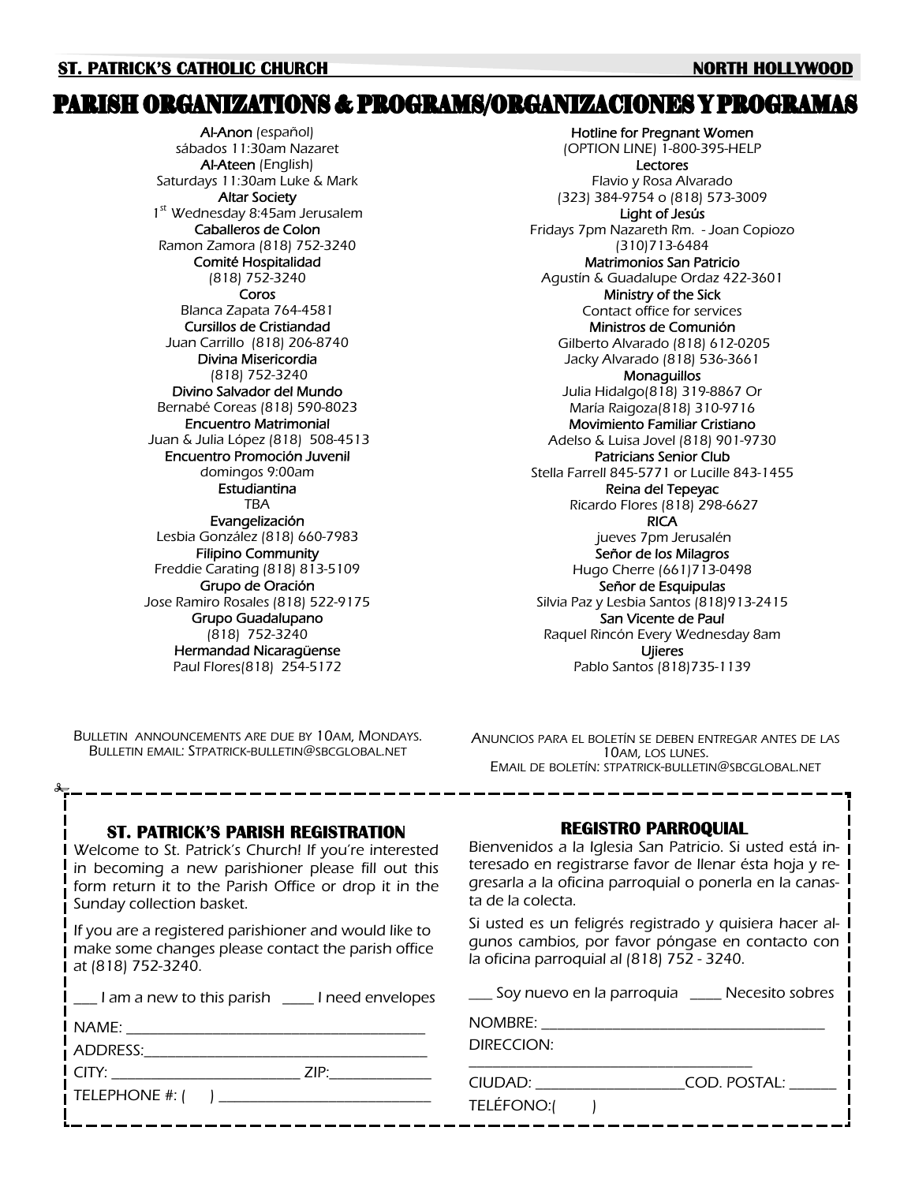# PARISH ORGANIZATIONS & PROGRAMS/ORGANIZACIONES Y PROGRAMAS

**Al-Anon** (español)
sábados 11:30am Nazaret

**Al-Ateen** (English)
Saturdays 11:30am Luke & Mark

**Altar Society**
1st Wednesday 8:45am Jerusalem

**Caballeros de Colon**
Ramon Zamora (818) 752-3240

**Comité Hospitalidad**
(818) 752-3240

**Coros**
Blanca Zapata 764-4581

**Cursillos de Cristiandad**
Juan Carrillo (818) 206-8740

**Divina Misericordia**
(818) 752-3240

**Divino Salvador del Mundo**
Bernabé Coreas (818) 590-8023

**Encuentro Matrimonial**
Juan & Julia López (818) 508-4513

**Encuentro Promoción Juvenil**
domingos 9:00am

**Estudiantina**
TBA

**Evangelización**
Lesbia González (818) 660-7983

**Filipino Community**
Freddie Carating (818) 813-5109

**Grupo de Oración**
Jose Ramiro Rosales (818) 522-9175

**Grupo Guadalupano**
(818) 752-3240

**Hermandad Nicaragüense**
Paul Flores(818) 254-5172

**Hotline for Pregnant Women**
(OPTION LINE) 1-800-395-HELP

**Lectores**
Flavio y Rosa Alvarado
(323) 384-9754 o (818) 573-3009

**Light of Jesús**
Fridays 7pm Nazareth Rm. - Joan Copiozo
(310)713-6484

**Matrimonios San Patricio**
Agustín & Guadalupe Ordaz 422-3601

**Ministry of the Sick**
Contact office for services

**Ministros de Comunión**
Gilberto Alvarado (818) 612-0205
Jacky Alvarado (818) 536-3661

**Monaguillos**
Julia Hidalgo(818) 319-8867 Or
María Raigoza(818) 310-9716

**Movimiento Familiar Cristiano**
Adelso & Luisa Jovel (818) 901-9730

**Patricians Senior Club**
Stella Farrell 845-5771 or Lucille 843-1455

**Reina del Tepeyac**
Ricardo Flores (818) 298-6627

**RICA**
jueves 7pm Jerusalén

**Señor de los Milagros**
Hugo Cherre (661)713-0498

**Señor de Esquipulas**
Silvia Paz y Lesbia Santos (818)913-2415

**San Vicente de Paul**
Raquel Rincón Every Wednesday 8am

**Ujieres**
Pablo Santos (818)735-1139

Bulletin announcements are due by 10am, Mondays.
Bulletin email: stpatrick-bulletin@sbcglobal.net

Anuncios para el boletín se deben entregar antes de las 10am, los lunes.
Email de boletín: stpatrick-bulletin@sbcglobal.net

## ST. PATRICK'S PARISH REGISTRATION

Welcome to St. Patrick's Church! If you're interested in becoming a new parishioner please fill out this form return it to the Parish Office or drop it in the Sunday collection basket.

If you are a registered parishioner and would like to make some changes please contact the parish office at (818) 752-3240.

___ I am a new to this parish ____ I need envelopes

NAME: ______________________________________

ADDRESS:____________________________________

CITY: _______________________ ZIP:_____________

TELEPHONE #: (     ) ___________________________

## REGISTRO PARROQUIAL

Bienvenidos a la Iglesia San Patricio. Si usted está interesado en registrarse favor de llenar ésta hoja y regresarla a la oficina parroquial o ponerla en la canasta de la colecta.

Si usted es un feligrés registrado y quisiera hacer algunos cambios, por favor póngase en contacto con la oficina parroquial al (818) 752 - 3240.

___ Soy nuevo en la parroquia ____ Necesito sobres

NOMBRE: ____________________________________

DIRECCION: ___________________________________

CIUDAD: __________________COD. POSTAL: ______

TELÉFONO:(     )